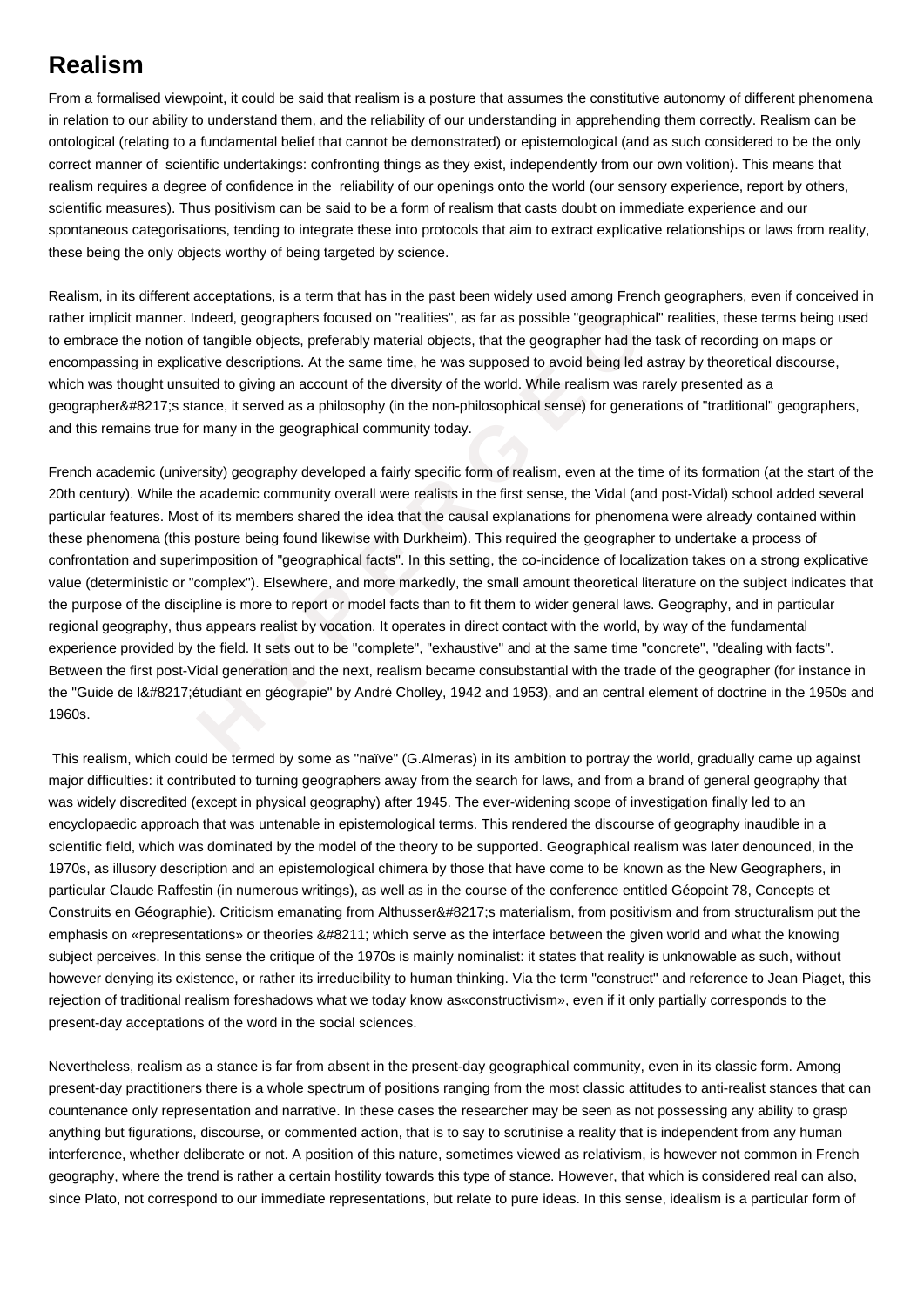# Realism

From a formalised viewpoint, it could be said that realism is a posture that assumes the constitutive autonomy of different phenomena in relation to our ability to understand them, and the reliability of our understanding in apprehending them correctly. Realism can be ontological (relating to a fundamental belief that cannot be demonstrated) or epistemological (and as such considered to be the only correct manner of scientific undertakings: confronting things as they exist, independently from our own volition). This means that realism requires a degree of confidence in the reliability of our openings onto the world (our sensory experience, report by others, scientific measures). Thus positivism can be said to be a form of realism that casts doubt on immediate experience and our spontaneous categorisations, tending to integrate these into protocols that aim to extract explicative relationships or laws from reality, these being the only objects worthy of being targeted by science.

Realism, in its different acceptations, is a term that has in the past been widely used among French geographers, even if conceived in rather implicit manner. Indeed, geographers focused on "realities", as far as possible "geographical" realities, these terms being used to embrace the notion of tangible objects, preferably material objects, that the geographer had the task of recording on maps or encompassing in explicative descriptions. At the same time, he was supposed to avoid being led astray by theoretical discourse, which was thought unsuited to giving an account of the diversity of the world. While realism was rarely presented as a geographer&#8217;s stance, it served as a philosophy (in the non-philosophical sense) for generations of "traditional" geographers, and this remains true for many in the geographical community today.

French academic (university) geography developed a fairly specific form of realism, even at the time of its formation (at the start of the 20th century). While the academic community overall were realists in the first sense, the Vidal (and post-Vidal) school added several particular features. Most of its members shared the idea that the causal explanations for phenomena were already contained within these phenomena (this posture being found likewise with Durkheim). This required the geographer to undertake a process of confrontation and superimposition of "geographical facts". In this setting, the co-incidence of localization takes on a strong explicative value (deterministic or "complex"). Elsewhere, and more markedly, the small amount theoretical literature on the subject indicates that the purpose of the discipline is more to report or model facts than to fit them to wider general laws. Geography, and in particular regional geography, thus appears realist by vocation. It operates in direct contact with the world, by way of the fundamental experience provided by the field. It sets out to be "complete", "exhaustive" and at the same time "concrete", "dealing with facts". Between the first post-Vidal generation and the next, realism became consubstantial with the trade of the geographer (for instance in the "Guide de l&#8217;étudiant en géograpie" by André Cholley, 1942 and 1953), and an central element of doctrine in the 1950s and 1960s.

This realism, which could be termed by some as "naïve" (G.Almeras) in its ambition to portray the world, gradually came up against major difficulties: it contributed to turning geographers away from the search for laws, and from a brand of general geography that was widely discredited (except in physical geography) after 1945. The ever-widening scope of investigation finally led to an encyclopaedic approach that was untenable in epistemological terms. This rendered the discourse of geography inaudible in a scientific field, which was dominated by the model of the theory to be supported. Geographical realism was later denounced, in the 1970s, as illusory description and an epistemological chimera by those that have come to be known as the New Geographers, in particular Claude Raffestin (in numerous writings), as well as in the course of the conference entitled Géopoint 78, Concepts et Construits en Géographie). Criticism emanating from Althusser&#8217;s materialism, from positivism and from structuralism put the emphasis on «representations» or theories &#8211; which serve as the interface between the given world and what the knowing subject perceives. In this sense the critique of the 1970s is mainly nominalist: it states that reality is unknowable as such, without however denying its existence, or rather its irreducibility to human thinking. Via the term "construct" and reference to Jean Piaget, this rejection of traditional realism foreshadows what we today know as«constructivism», even if it only partially corresponds to the present-day acceptations of the word in the social sciences.

Nevertheless, realism as a stance is far from absent in the present-day geographical community, even in its classic form. Among present-day practitioners there is a whole spectrum of positions ranging from the most classic attitudes to anti-realist stances that can countenance only representation and narrative. In these cases the researcher may be seen as not possessing any ability to grasp anything but figurations, discourse, or commented action, that is to say to scrutinise a reality that is independent from any human interference, whether deliberate or not. A position of this nature, sometimes viewed as relativism, is however not common in French geography, where the trend is rather a certain hostility towards this type of stance. However, that which is considered real can also, since Plato, not correspond to our immediate representations, but relate to pure ideas. In this sense, idealism is a particular form of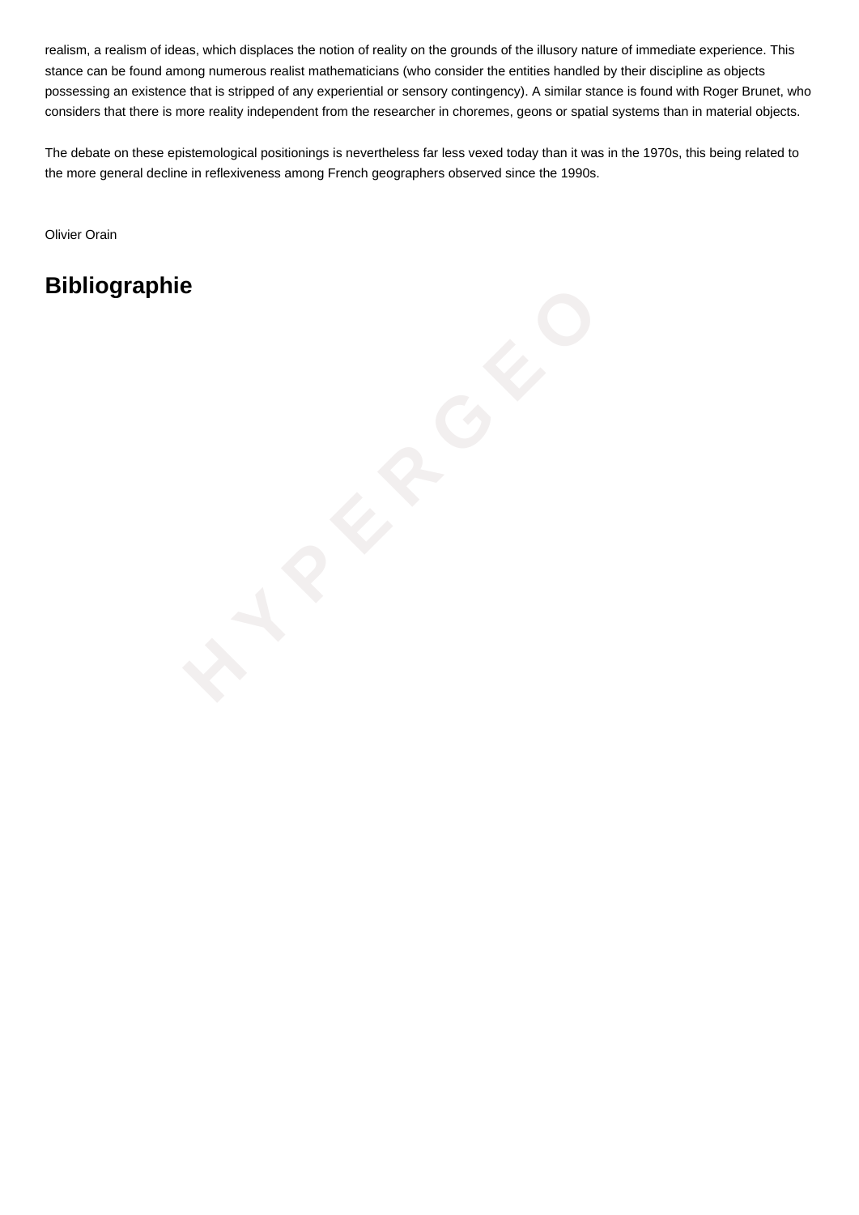realism, a realism of ideas, which displaces the notion of reality on the grounds of the illusory nature of immediate experience. This stance can be found among numerous realist mathematicians (who consider the entities handled by their discipline as objects possessing an existence that is stripped of any experiential or sensory contingency). A similar stance is found with Roger Brunet, who considers that there is more reality independent from the researcher in choremes, geons or spatial systems than in material objects.

The debate on these epistemological positionings is nevertheless far less vexed today than it was in the 1970s, this being related to the more general decline in reflexiveness among French geographers observed since the 1990s.

Olivier Orain

## Bibliographie